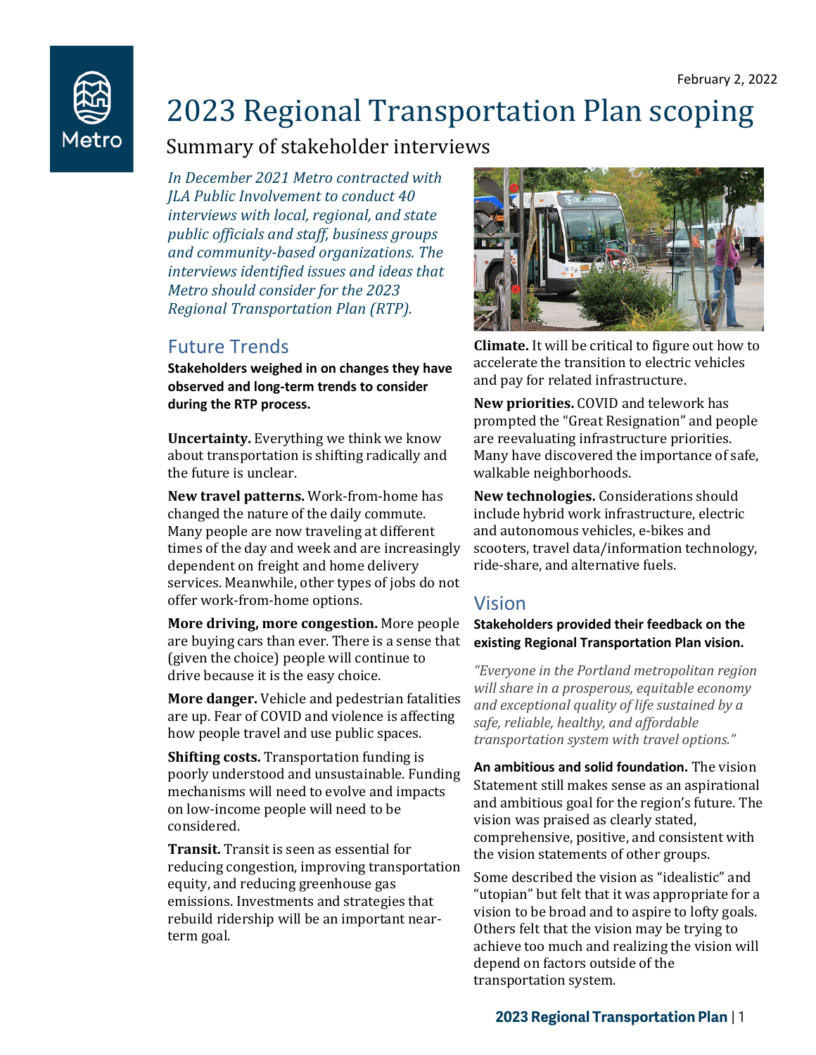February 2, 2022

# 2023 Regional Transportation Plan scoping

## Summary of stakeholder interviews

*In December 2021 Metro contracted with JLA Public Involvement to conduct 40 interviews with local, regional, and state public officials and staff, business groups and community-based organizations. The interviews identified issues and ideas that Metro should consider for the 2023 Regional Transportation Plan (RTP).*

## Future Trends

**Stakeholders weighed in on changes they have observed and long-term trends to consider during the RTP process.**

**Uncertainty.** Everything we think we know about transportation is shifting radically and the future is unclear.

**New travel patterns.** Work-from-home has changed the nature of the daily commute. Many people are now traveling at different times of the day and week and are increasingly dependent on freight and home delivery services. Meanwhile, other types of jobs do not offer work-from-home options.

**More driving, more congestion.** More people are buying cars than ever. There is a sense that (given the choice) people will continue to drive because it is the easy choice.

**More danger.** Vehicle and pedestrian fatalities are up. Fear of COVID and violence is affecting how people travel and use public spaces.

**Shifting costs.** Transportation funding is poorly understood and unsustainable. Funding mechanisms will need to evolve and impacts on low-income people will need to be considered.

**Transit.** Transit is seen as essential for reducing congestion, improving transportation equity, and reducing greenhouse gas emissions. Investments and strategies that rebuild ridership will be an important near-term goal.

**Climate.** It will be critical to figure out how to accelerate the transition to electric vehicles and pay for related infrastructure.

**New priorities.** COVID and telework has prompted the "Great Resignation" and people are reevaluating infrastructure priorities. Many have discovered the importance of safe, walkable neighborhoods.

**New technologies.** Considerations should include hybrid work infrastructure, electric and autonomous vehicles, e-bikes and scooters, travel data/information technology, ride-share, and alternative fuels.

## Vision

**Stakeholders provided their feedback on the existing Regional Transportation Plan vision.**

*"Everyone in the Portland metropolitan region will share in a prosperous, equitable economy and exceptional quality of life sustained by a safe, reliable, healthy, and affordable transportation system with travel options."*

**An ambitious and solid foundation.** The vision Statement still makes sense as an aspirational and ambitious goal for the region's future. The vision was praised as clearly stated, comprehensive, positive, and consistent with the vision statements of other groups.

Some described the vision as "idealistic" and "utopian" but felt that it was appropriate for a vision to be broad and to aspire to lofty goals. Others felt that the vision may be trying to achieve too much and realizing the vision will depend on factors outside of the transportation system.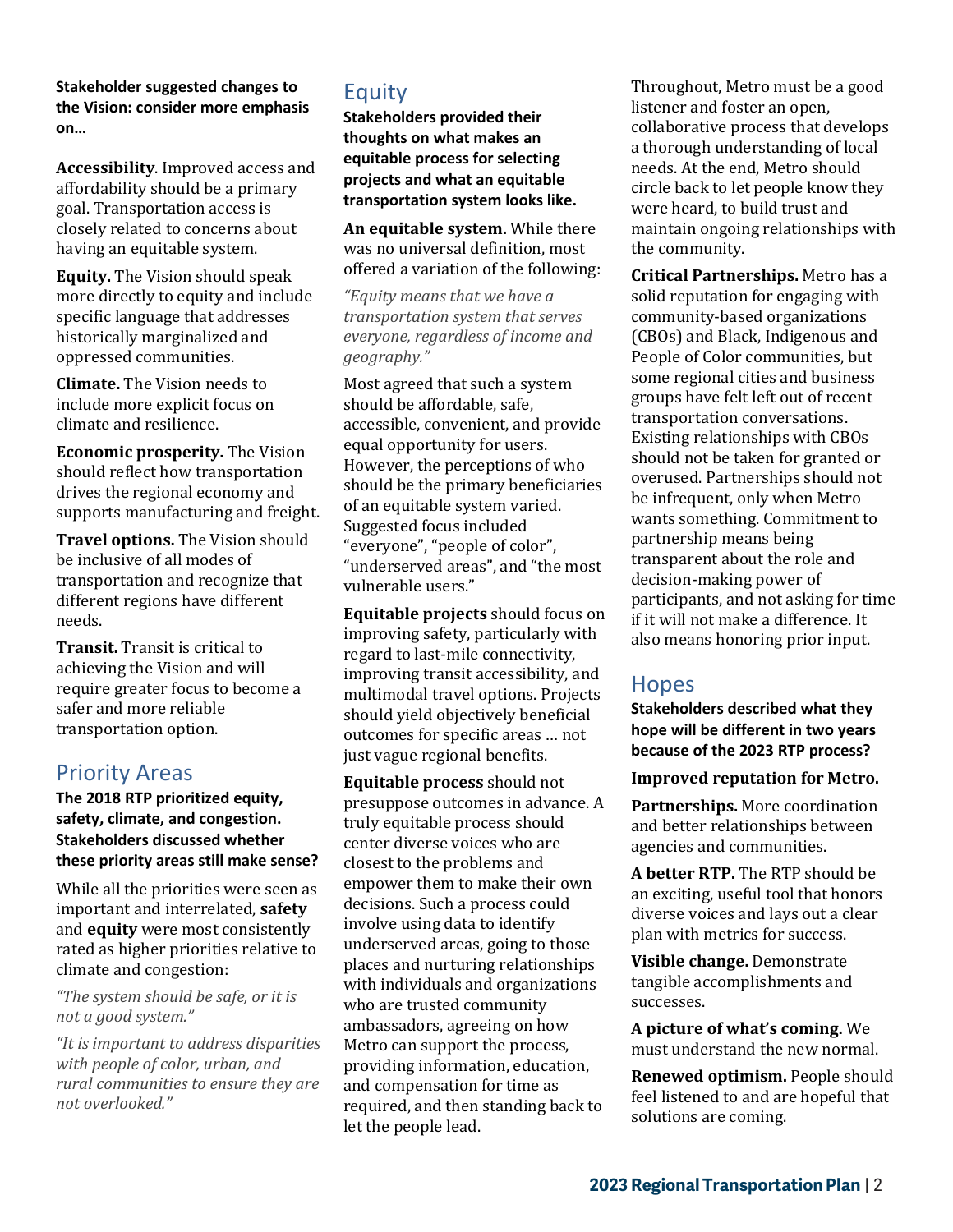**Stakeholder suggested changes to the Vision: consider more emphasis on…**

**Accessibility**. Improved access and affordability should be a primary goal. Transportation access is closely related to concerns about having an equitable system.

**Equity.** The Vision should speak more directly to equity and include specific language that addresses historically marginalized and oppressed communities.

**Climate.** The Vision needs to include more explicit focus on climate and resilience.

**Economic prosperity.** The Vision should reflect how transportation drives the regional economy and supports manufacturing and freight.

**Travel options.** The Vision should be inclusive of all modes of transportation and recognize that different regions have different needs.

**Transit.** Transit is critical to achieving the Vision and will require greater focus to become a safer and more reliable transportation option.

## Priority Areas

**The 2018 RTP prioritized equity, safety, climate, and congestion. Stakeholders discussed whether these priority areas still make sense?**

While all the priorities were seen as important and interrelated, **safety** and **equity** were most consistently rated as higher priorities relative to climate and congestion:

*"The system should be safe, or it is not a good system."*

*"It is important to address disparities with people of color, urban, and rural communities to ensure they are not overlooked."*

## Equity

**Stakeholders provided their thoughts on what makes an equitable process for selecting projects and what an equitable transportation system looks like.**

**An equitable system.** While there was no universal definition, most offered a variation of the following:

*"Equity means that we have a transportation system that serves everyone, regardless of income and geography."*

Most agreed that such a system should be affordable, safe, accessible, convenient, and provide equal opportunity for users. However, the perceptions of who should be the primary beneficiaries of an equitable system varied. Suggested focus included "everyone", "people of color", "underserved areas", and "the most vulnerable users."

**Equitable projects** should focus on improving safety, particularly with regard to last-mile connectivity, improving transit accessibility, and multimodal travel options. Projects should yield objectively beneficial outcomes for specific areas … not just vague regional benefits.

**Equitable process** should not presuppose outcomes in advance. A truly equitable process should center diverse voices who are closest to the problems and empower them to make their own decisions. Such a process could involve using data to identify underserved areas, going to those places and nurturing relationships with individuals and organizations who are trusted community ambassadors, agreeing on how Metro can support the process, providing information, education, and compensation for time as required, and then standing back to let the people lead.

Throughout, Metro must be a good listener and foster an open, collaborative process that develops a thorough understanding of local needs. At the end, Metro should circle back to let people know they were heard, to build trust and maintain ongoing relationships with the community.

**Critical Partnerships.** Metro has a solid reputation for engaging with community-based organizations (CBOs) and Black, Indigenous and People of Color communities, but some regional cities and business groups have felt left out of recent transportation conversations. Existing relationships with CBOs should not be taken for granted or overused. Partnerships should not be infrequent, only when Metro wants something. Commitment to partnership means being transparent about the role and decision-making power of participants, and not asking for time if it will not make a difference. It also means honoring prior input.

## Hopes

**Stakeholders described what they hope will be different in two years because of the 2023 RTP process?**

**Improved reputation for Metro.**

**Partnerships.** More coordination and better relationships between agencies and communities.

**A better RTP.** The RTP should be an exciting, useful tool that honors diverse voices and lays out a clear plan with metrics for success.

**Visible change.** Demonstrate tangible accomplishments and successes.

**A picture of what's coming.** We must understand the new normal.

**Renewed optimism.** People should feel listened to and are hopeful that solutions are coming.